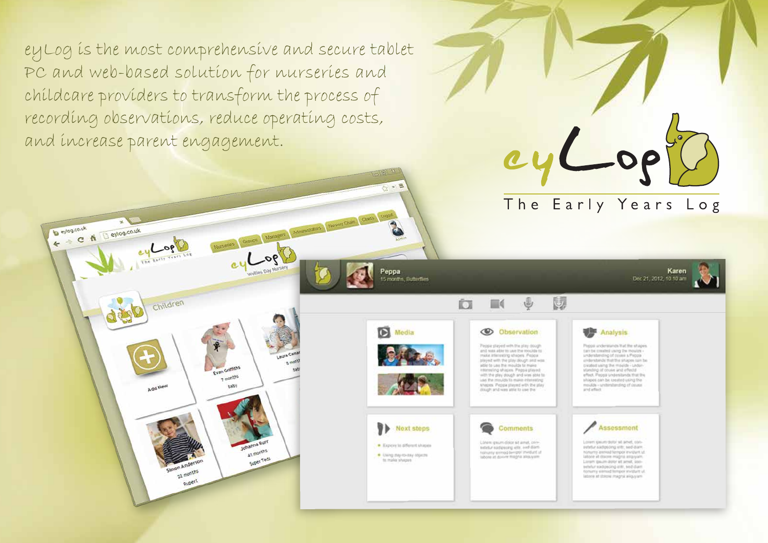eyLog is the most comprehensive and secure tablet PC and web-based solution for nurseries and childcare providers to transform the process of recording observations, reduce operating costs, and increase parent engagement.

# eyLog

The Early Years Log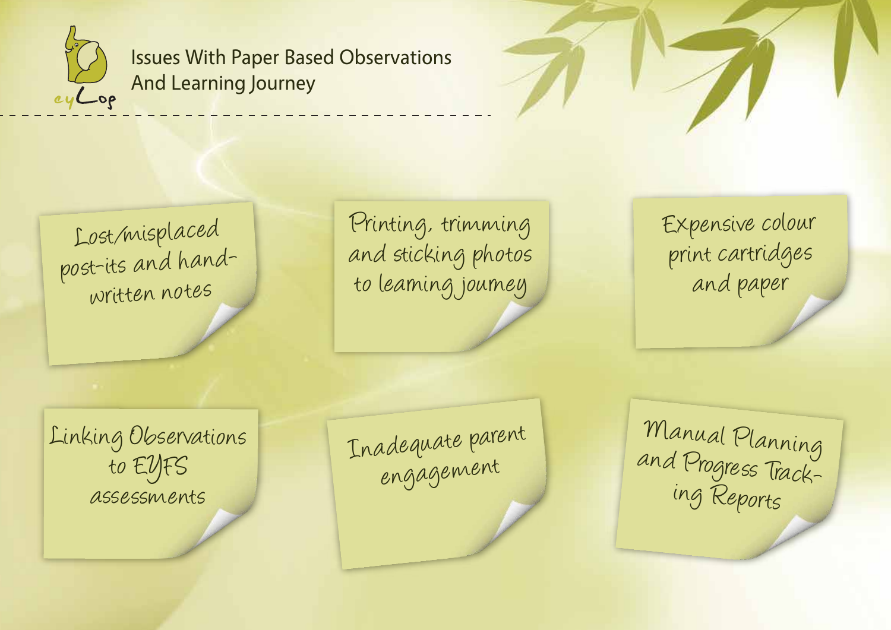# Issues With Paper Based Observations And Learning Journey

- Lost/misplaced post-its and hand-written notes
- Printing, trimming and sticking photos to learning journey
- Expensive colour print cartridges and paper
- Linking Observations to EYFS assessments
- Inadequate parent engagement
- Manual Planning and Progress Tracking Reports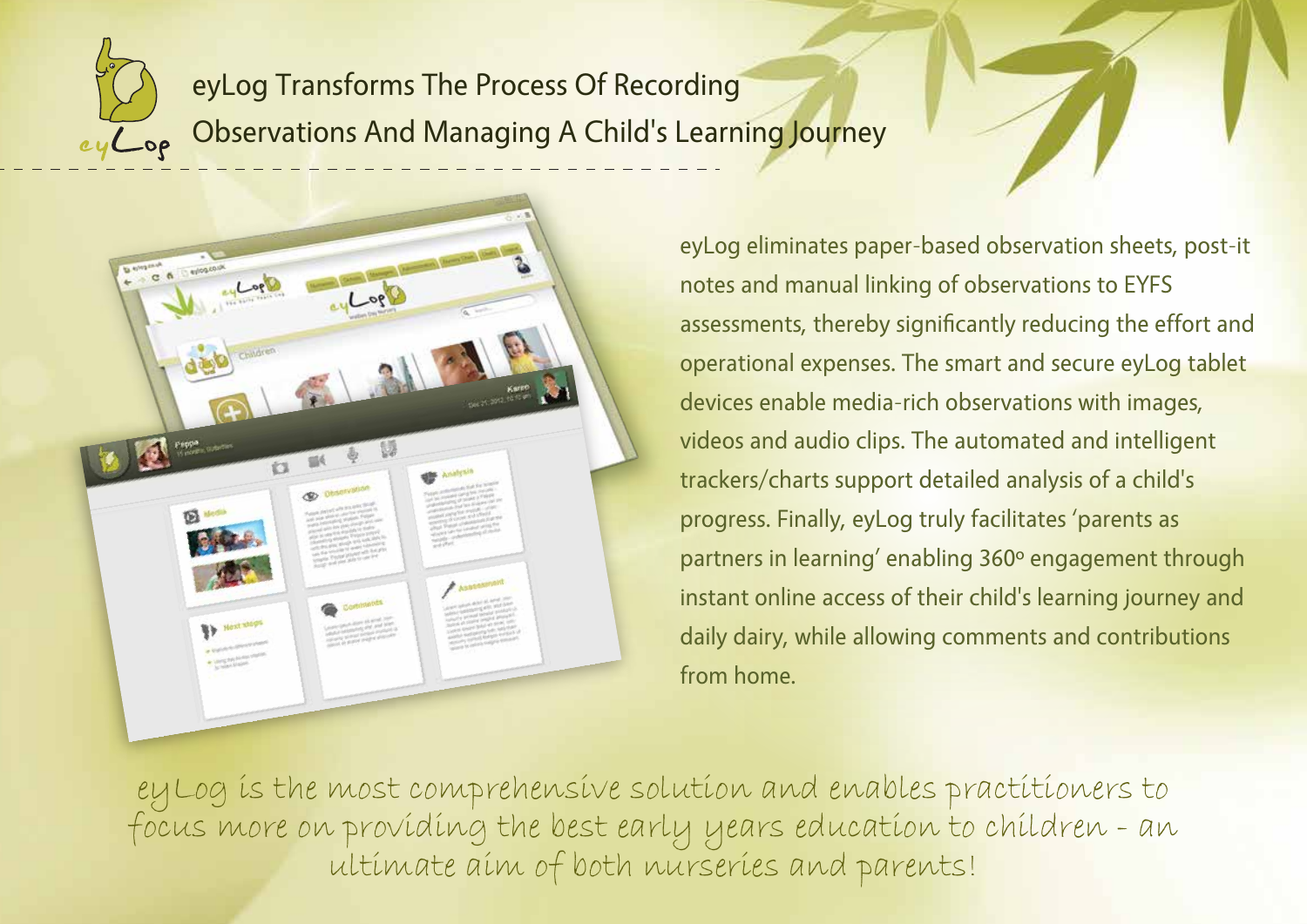# eyLog Transforms The Process Of Recording Observations And Managing A Child's Learning Journey

eyLog eliminates paper-based observation sheets, post-it notes and manual linking of observations to EYFS assessments, thereby significantly reducing the effort and operational expenses. The smart and secure eyLog tablet devices enable media-rich observations with images, videos and audio clips. The automated and intelligent trackers/charts support detailed analysis of a child's progress. Finally, eyLog truly facilitates 'parents as partners in learning' enabling 360º engagement through instant online access of their child's learning journey and daily dairy, while allowing comments and contributions from home.

*eyLog is the most comprehensive solution and enables practitioners to focus more on providing the best early years education to children - an ultimate aim of both nurseries and parents!*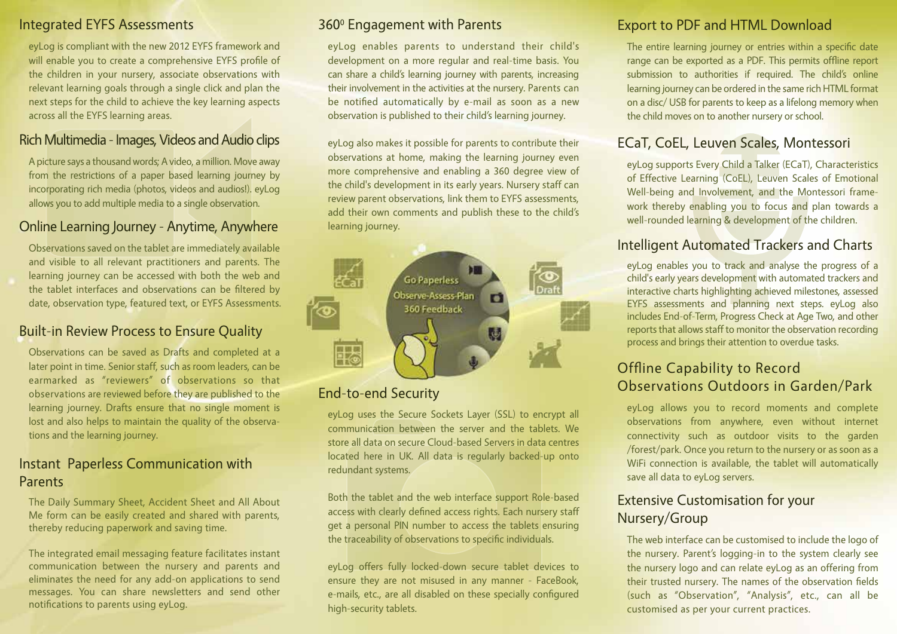## Integrated EYFS Assessments

eyLog is compliant with the new 2012 EYFS framework and will enable you to create a comprehensive EYFS profile of the children in your nursery, associate observations with relevant learning goals through a single click and plan the next steps for the child to achieve the key learning aspects across all the EYFS learning areas.

## Rich Multimedia - Images, Videos and Audio clips

A picture says a thousand words; A video, a million. Move away from the restrictions of a paper based learning journey by incorporating rich media (photos, videos and audios!). eyLog allows you to add multiple media to a single observation.

## Online Learning Journey - Anytime, Anywhere

Observations saved on the tablet are immediately available and visible to all relevant practitioners and parents. The learning journey can be accessed with both the web and the tablet interfaces and observations can be filtered by date, observation type, featured text, or EYFS Assessments.

## Built-in Review Process to Ensure Quality

Observations can be saved as Drafts and completed at a later point in time. Senior staff, such as room leaders, can be earmarked as "reviewers" of observations so that observations are reviewed before they are published to the learning journey. Drafts ensure that no single moment is lost and also helps to maintain the quality of the observations and the learning journey.

## Instant Paperless Communication with Parents

The Daily Summary Sheet, Accident Sheet and All About Me form can be easily created and shared with parents, thereby reducing paperwork and saving time.

The integrated email messaging feature facilitates instant communication between the nursery and parents and eliminates the need for any add-on applications to send messages. You can share newsletters and send other notifications to parents using eyLog.

## 360⁰ Engagement with Parents

eyLog enables parents to understand their child's development on a more regular and real-time basis. You can share a child's learning journey with parents, increasing their involvement in the activities at the nursery. Parents can be notified automatically by e-mail as soon as a new observation is published to their child's learning journey.

eyLog also makes it possible for parents to contribute their observations at home, making the learning journey even more comprehensive and enabling a 360 degree view of the child's development in its early years. Nursery staff can review parent observations, link them to EYFS assessments, add their own comments and publish these to the child's learning journey.

Go Paperless
Observe-Assess-Plan
360 Feedback

## End-to-end Security

eyLog uses the Secure Sockets Layer (SSL) to encrypt all communication between the server and the tablets. We store all data on secure Cloud-based Servers in data centres located here in UK. All data is regularly backed-up onto redundant systems.

Both the tablet and the web interface support Role-based access with clearly defined access rights. Each nursery staff get a personal PIN number to access the tablets ensuring the traceability of observations to specific individuals.

eyLog offers fully locked-down secure tablet devices to ensure they are not misused in any manner - FaceBook, e-mails, etc., are all disabled on these specially configured high-security tablets.

## Export to PDF and HTML Download

The entire learning journey or entries within a specific date range can be exported as a PDF. This permits offline report submission to authorities if required. The child's online learning journey can be ordered in the same rich HTML format on a disc/ USB for parents to keep as a lifelong memory when the child moves on to another nursery or school.

## ECaT, CoEL, Leuven Scales, Montessori

eyLog supports Every Child a Talker (ECaT), Characteristics of Effective Learning (CoEL), Leuven Scales of Emotional Well-being and Involvement, and the Montessori framework thereby enabling you to focus and plan towards a well-rounded learning & development of the children.

## Intelligent Automated Trackers and Charts

eyLog enables you to track and analyse the progress of a child's early years development with automated trackers and interactive charts highlighting achieved milestones, assessed EYFS assessments and planning next steps. eyLog also includes End-of-Term, Progress Check at Age Two, and other reports that allows staff to monitor the observation recording process and brings their attention to overdue tasks.

## Offline Capability to Record Observations Outdoors in Garden/Park

eyLog allows you to record moments and complete observations from anywhere, even without internet connectivity such as outdoor visits to the garden /forest/park. Once you return to the nursery or as soon as a WiFi connection is available, the tablet will automatically save all data to eyLog servers.

## Extensive Customisation for your Nursery/Group

The web interface can be customised to include the logo of the nursery. Parent's logging-in to the system clearly see the nursery logo and can relate eyLog as an offering from their trusted nursery. The names of the observation fields (such as "Observation", "Analysis", etc., can all be customised as per your current practices.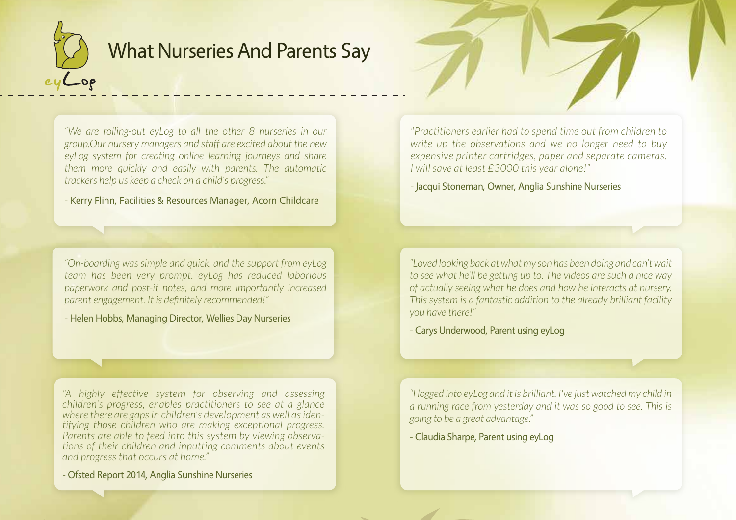# What Nurseries And Parents Say

*"We are rolling-out eyLog to all the other 8 nurseries in our group.Our nursery managers and staff are excited about the new eyLog system for creating online learning journeys and share them more quickly and easily with parents. The automatic trackers help us keep a check on a child's progress."*

- Kerry Flinn, Facilities & Resources Manager, Acorn Childcare

*"Practitioners earlier had to spend time out from children to write up the observations and we no longer need to buy expensive printer cartridges, paper and separate cameras. I will save at least £3000 this year alone!"*

- Jacqui Stoneman, Owner, Anglia Sunshine Nurseries

*"On-boarding was simple and quick, and the support from eyLog team has been very prompt. eyLog has reduced laborious paperwork and post-it notes, and more importantly increased parent engagement. It is definitely recommended!"*

- Helen Hobbs, Managing Director, Wellies Day Nurseries

*"Loved looking back at what my son has been doing and can't wait to see what he'll be getting up to. The videos are such a nice way of actually seeing what he does and how he interacts at nursery. This system is a fantastic addition to the already brilliant facility you have there!"*

- Carys Underwood, Parent using eyLog

*"A highly effective system for observing and assessing children's progress, enables practitioners to see at a glance where there are gaps in children's development as well as identifying those children who are making exceptional progress. Parents are able to feed into this system by viewing observations of their children and inputting comments about events and progress that occurs at home."*

- Ofsted Report 2014, Anglia Sunshine Nurseries

*"I logged into eyLog and it is brilliant. I've just watched my child in a running race from yesterday and it was so good to see. This is going to be a great advantage."*

- Claudia Sharpe, Parent using eyLog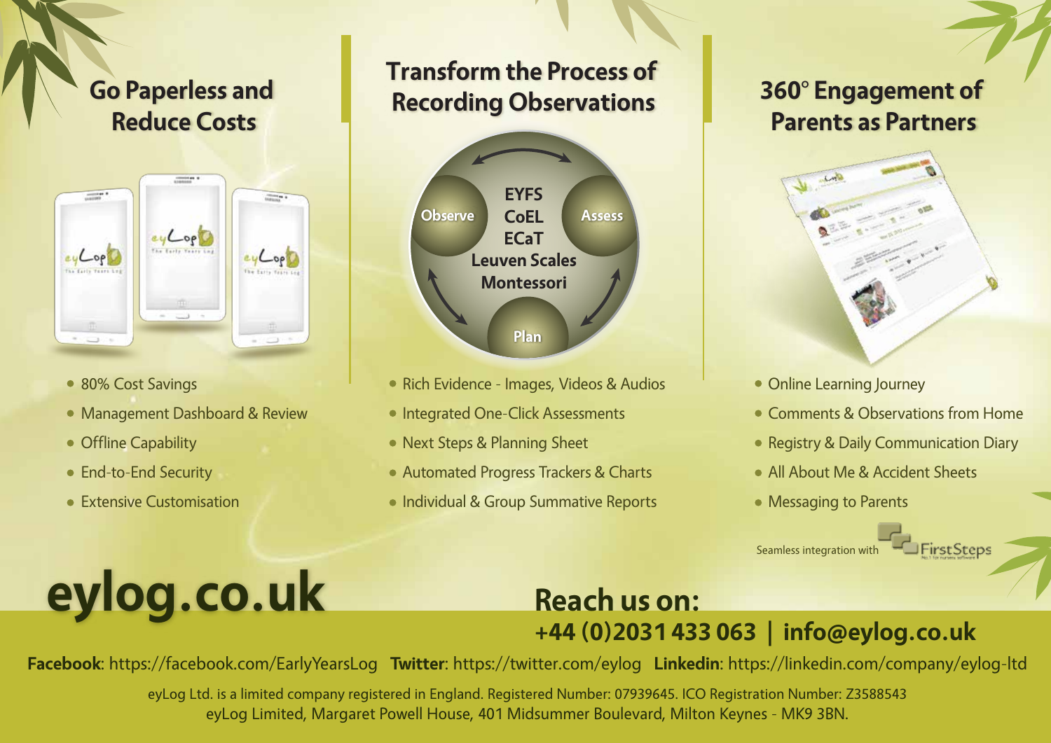## Go Paperless and Reduce Costs

- 80% Cost Savings
- Management Dashboard & Review
- Offline Capability
- End-to-End Security
- Extensive Customisation

## Transform the Process of Recording Observations

Observe
Assess
Plan

EYFS
CoEL
ECaT
Leuven Scales
Montessori

- Rich Evidence - Images, Videos & Audios
- Integrated One-Click Assessments
- Next Steps & Planning Sheet
- Automated Progress Trackers & Charts
- Individual & Group Summative Reports

## 360° Engagement of Parents as Partners

- Online Learning Journey
- Comments & Observations from Home
- Registry & Daily Communication Diary
- All About Me & Accident Sheets
- Messaging to Parents

Seamless integration with FirstSteps

# eylog.co.uk

## Reach us on:

**+44 (0)2031 433 063 | info@eylog.co.uk**

**Facebook**: https://facebook.com/EarlyYearsLog **Twitter**: https://twitter.com/eylog **Linkedin**: https://linkedin.com/company/eylog-ltd

eyLog Ltd. is a limited company registered in England. Registered Number: 07939645. ICO Registration Number: Z3588543
eyLog Limited, Margaret Powell House, 401 Midsummer Boulevard, Milton Keynes - MK9 3BN.